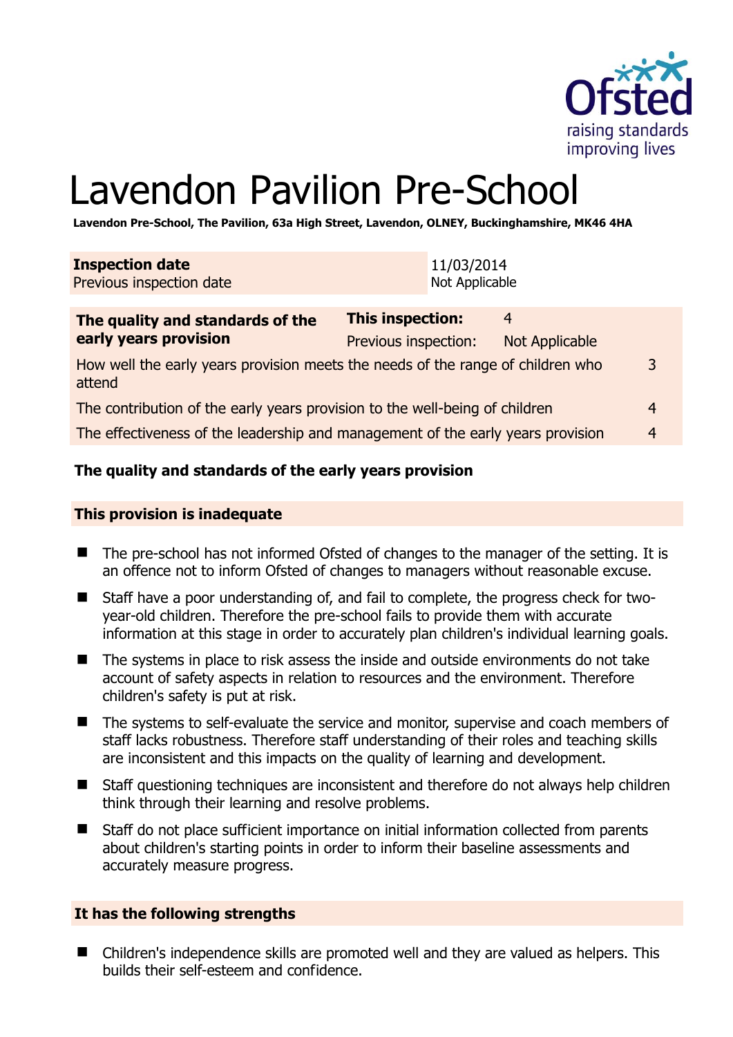# Lavendon Pavilion Pre-School

**Lavendon Pre-School, The Pavilion, 63a High Street, Lavendon, OLNEY, Buckinghamshire, MK46 4HA**

| **Inspection date** | 11/03/2014 |
|---|---|
| Previous inspection date | Not Applicable |

| **The quality and standards of the early years provision** | **This inspection:** | 4 |
|---|---|---|
| | Previous inspection: | Not Applicable |
| How well the early years provision meets the needs of the range of children who attend | | 3 |
| The contribution of the early years provision to the well-being of children | | 4 |
| The effectiveness of the leadership and management of the early years provision | | 4 |

## The quality and standards of the early years provision

### This provision is inadequate

- The pre-school has not informed Ofsted of changes to the manager of the setting. It is an offence not to inform Ofsted of changes to managers without reasonable excuse.
- Staff have a poor understanding of, and fail to complete, the progress check for two-year-old children. Therefore the pre-school fails to provide them with accurate information at this stage in order to accurately plan children's individual learning goals.
- The systems in place to risk assess the inside and outside environments do not take account of safety aspects in relation to resources and the environment. Therefore children's safety is put at risk.
- The systems to self-evaluate the service and monitor, supervise and coach members of staff lacks robustness. Therefore staff understanding of their roles and teaching skills are inconsistent and this impacts on the quality of learning and development.
- Staff questioning techniques are inconsistent and therefore do not always help children think through their learning and resolve problems.
- Staff do not place sufficient importance on initial information collected from parents about children's starting points in order to inform their baseline assessments and accurately measure progress.

### It has the following strengths

- Children's independence skills are promoted well and they are valued as helpers. This builds their self-esteem and confidence.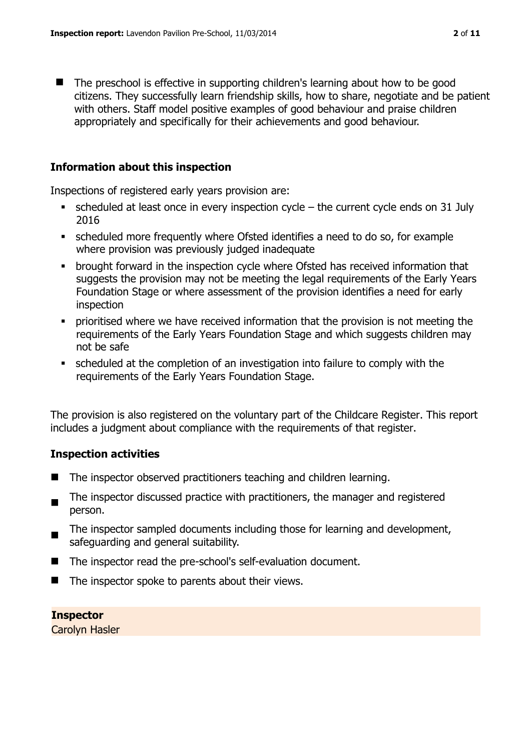- The preschool is effective in supporting children's learning about how to be good citizens. They successfully learn friendship skills, how to share, negotiate and be patient with others. Staff model positive examples of good behaviour and praise children appropriately and specifically for their achievements and good behaviour.

## Information about this inspection

Inspections of registered early years provision are:

- scheduled at least once in every inspection cycle – the current cycle ends on 31 July 2016
- scheduled more frequently where Ofsted identifies a need to do so, for example where provision was previously judged inadequate
- brought forward in the inspection cycle where Ofsted has received information that suggests the provision may not be meeting the legal requirements of the Early Years Foundation Stage or where assessment of the provision identifies a need for early inspection
- prioritised where we have received information that the provision is not meeting the requirements of the Early Years Foundation Stage and which suggests children may not be safe
- scheduled at the completion of an investigation into failure to comply with the requirements of the Early Years Foundation Stage.

The provision is also registered on the voluntary part of the Childcare Register. This report includes a judgment about compliance with the requirements of that register.

## Inspection activities

- The inspector observed practitioners teaching and children learning.
- The inspector discussed practice with practitioners, the manager and registered person.
- The inspector sampled documents including those for learning and development, safeguarding and general suitability.
- The inspector read the pre-school's self-evaluation document.
- The inspector spoke to parents about their views.

**Inspector**
Carolyn Hasler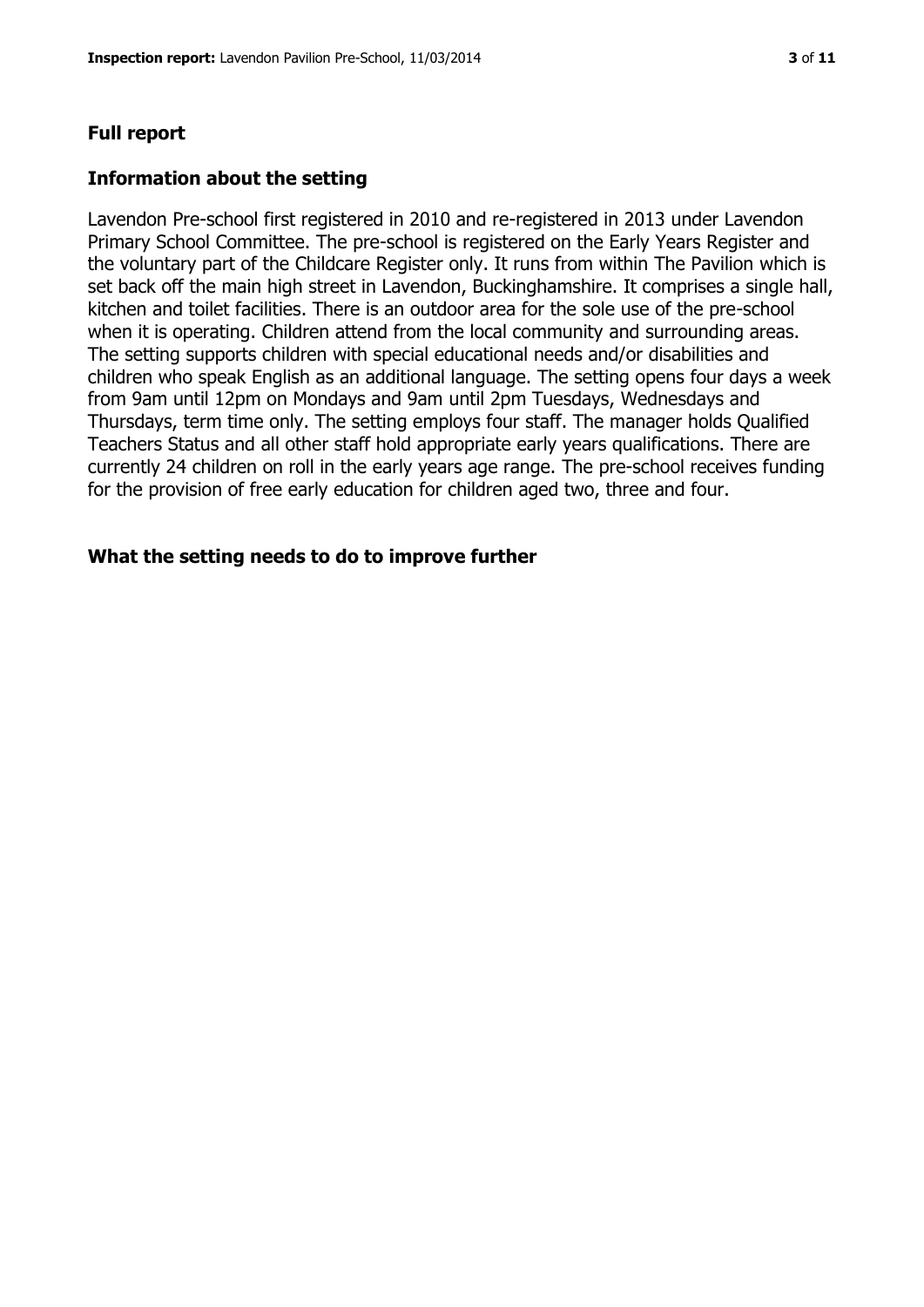## Full report

### Information about the setting

Lavendon Pre-school first registered in 2010 and re-registered in 2013 under Lavendon Primary School Committee. The pre-school is registered on the Early Years Register and the voluntary part of the Childcare Register only. It runs from within The Pavilion which is set back off the main high street in Lavendon, Buckinghamshire. It comprises a single hall, kitchen and toilet facilities. There is an outdoor area for the sole use of the pre-school when it is operating. Children attend from the local community and surrounding areas. The setting supports children with special educational needs and/or disabilities and children who speak English as an additional language. The setting opens four days a week from 9am until 12pm on Mondays and 9am until 2pm Tuesdays, Wednesdays and Thursdays, term time only. The setting employs four staff. The manager holds Qualified Teachers Status and all other staff hold appropriate early years qualifications. There are currently 24 children on roll in the early years age range. The pre-school receives funding for the provision of free early education for children aged two, three and four.

### What the setting needs to do to improve further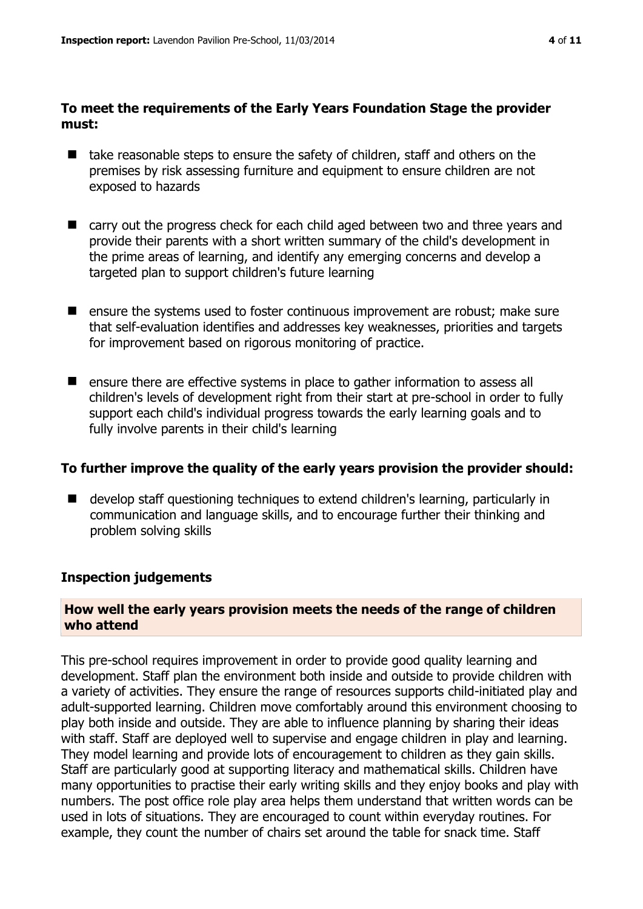**To meet the requirements of the Early Years Foundation Stage the provider must:**

- take reasonable steps to ensure the safety of children, staff and others on the premises by risk assessing furniture and equipment to ensure children are not exposed to hazards
- carry out the progress check for each child aged between two and three years and provide their parents with a short written summary of the child's development in the prime areas of learning, and identify any emerging concerns and develop a targeted plan to support children's future learning
- ensure the systems used to foster continuous improvement are robust; make sure that self-evaluation identifies and addresses key weaknesses, priorities and targets for improvement based on rigorous monitoring of practice.
- ensure there are effective systems in place to gather information to assess all children's levels of development right from their start at pre-school in order to fully support each child's individual progress towards the early learning goals and to fully involve parents in their child's learning

**To further improve the quality of the early years provision the provider should:**

- develop staff questioning techniques to extend children's learning, particularly in communication and language skills, and to encourage further their thinking and problem solving skills

## Inspection judgements

### How well the early years provision meets the needs of the range of children who attend

This pre-school requires improvement in order to provide good quality learning and development. Staff plan the environment both inside and outside to provide children with a variety of activities. They ensure the range of resources supports child-initiated play and adult-supported learning. Children move comfortably around this environment choosing to play both inside and outside. They are able to influence planning by sharing their ideas with staff. Staff are deployed well to supervise and engage children in play and learning. They model learning and provide lots of encouragement to children as they gain skills. Staff are particularly good at supporting literacy and mathematical skills. Children have many opportunities to practise their early writing skills and they enjoy books and play with numbers. The post office role play area helps them understand that written words can be used in lots of situations. They are encouraged to count within everyday routines. For example, they count the number of chairs set around the table for snack time. Staff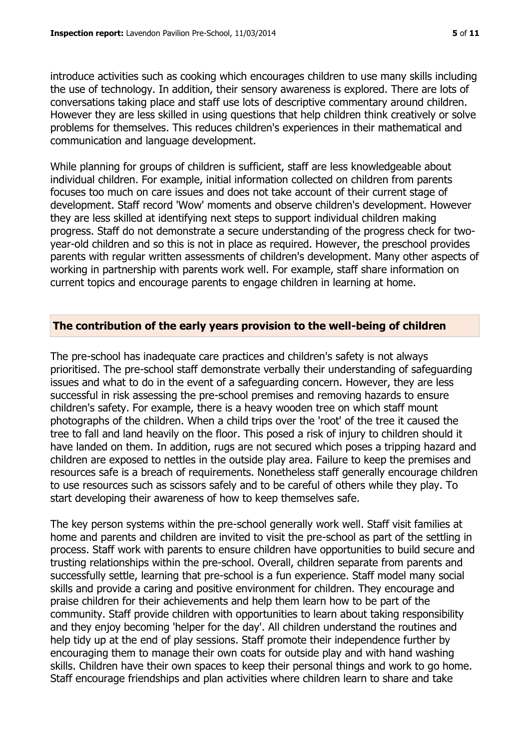introduce activities such as cooking which encourages children to use many skills including the use of technology. In addition, their sensory awareness is explored. There are lots of conversations taking place and staff use lots of descriptive commentary around children. However they are less skilled in using questions that help children think creatively or solve problems for themselves. This reduces children's experiences in their mathematical and communication and language development.

While planning for groups of children is sufficient, staff are less knowledgeable about individual children. For example, initial information collected on children from parents focuses too much on care issues and does not take account of their current stage of development. Staff record 'Wow' moments and observe children's development. However they are less skilled at identifying next steps to support individual children making progress. Staff do not demonstrate a secure understanding of the progress check for two-year-old children and so this is not in place as required. However, the preschool provides parents with regular written assessments of children's development. Many other aspects of working in partnership with parents work well. For example, staff share information on current topics and encourage parents to engage children in learning at home.

## The contribution of the early years provision to the well-being of children

The pre-school has inadequate care practices and children's safety is not always prioritised. The pre-school staff demonstrate verbally their understanding of safeguarding issues and what to do in the event of a safeguarding concern. However, they are less successful in risk assessing the pre-school premises and removing hazards to ensure children's safety. For example, there is a heavy wooden tree on which staff mount photographs of the children. When a child trips over the 'root' of the tree it caused the tree to fall and land heavily on the floor. This posed a risk of injury to children should it have landed on them. In addition, rugs are not secured which poses a tripping hazard and children are exposed to nettles in the outside play area. Failure to keep the premises and resources safe is a breach of requirements. Nonetheless staff generally encourage children to use resources such as scissors safely and to be careful of others while they play. To start developing their awareness of how to keep themselves safe.

The key person systems within the pre-school generally work well. Staff visit families at home and parents and children are invited to visit the pre-school as part of the settling in process. Staff work with parents to ensure children have opportunities to build secure and trusting relationships within the pre-school. Overall, children separate from parents and successfully settle, learning that pre-school is a fun experience. Staff model many social skills and provide a caring and positive environment for children. They encourage and praise children for their achievements and help them learn how to be part of the community. Staff provide children with opportunities to learn about taking responsibility and they enjoy becoming 'helper for the day'. All children understand the routines and help tidy up at the end of play sessions. Staff promote their independence further by encouraging them to manage their own coats for outside play and with hand washing skills. Children have their own spaces to keep their personal things and work to go home. Staff encourage friendships and plan activities where children learn to share and take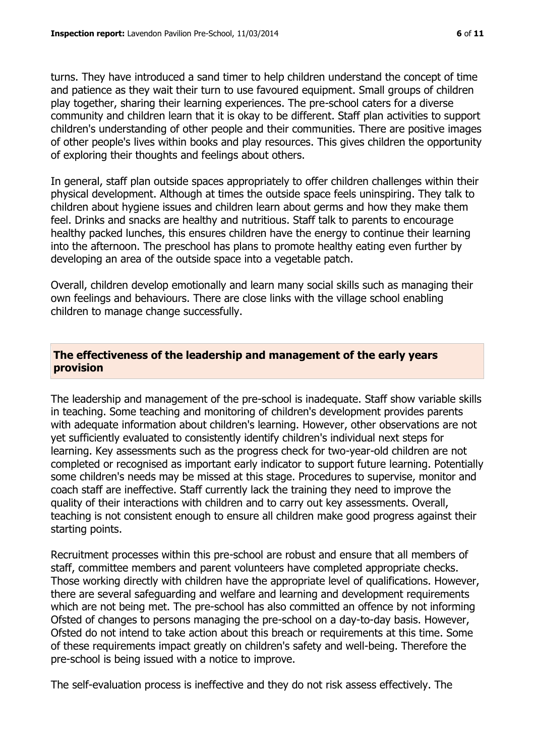turns. They have introduced a sand timer to help children understand the concept of time and patience as they wait their turn to use favoured equipment. Small groups of children play together, sharing their learning experiences. The pre-school caters for a diverse community and children learn that it is okay to be different. Staff plan activities to support children's understanding of other people and their communities. There are positive images of other people's lives within books and play resources. This gives children the opportunity of exploring their thoughts and feelings about others.

In general, staff plan outside spaces appropriately to offer children challenges within their physical development. Although at times the outside space feels uninspiring. They talk to children about hygiene issues and children learn about germs and how they make them feel. Drinks and snacks are healthy and nutritious. Staff talk to parents to encourage healthy packed lunches, this ensures children have the energy to continue their learning into the afternoon. The preschool has plans to promote healthy eating even further by developing an area of the outside space into a vegetable patch.

Overall, children develop emotionally and learn many social skills such as managing their own feelings and behaviours. There are close links with the village school enabling children to manage change successfully.

## The effectiveness of the leadership and management of the early years provision

The leadership and management of the pre-school is inadequate. Staff show variable skills in teaching. Some teaching and monitoring of children's development provides parents with adequate information about children's learning. However, other observations are not yet sufficiently evaluated to consistently identify children's individual next steps for learning. Key assessments such as the progress check for two-year-old children are not completed or recognised as important early indicator to support future learning. Potentially some children's needs may be missed at this stage. Procedures to supervise, monitor and coach staff are ineffective. Staff currently lack the training they need to improve the quality of their interactions with children and to carry out key assessments. Overall, teaching is not consistent enough to ensure all children make good progress against their starting points.

Recruitment processes within this pre-school are robust and ensure that all members of staff, committee members and parent volunteers have completed appropriate checks. Those working directly with children have the appropriate level of qualifications. However, there are several safeguarding and welfare and learning and development requirements which are not being met. The pre-school has also committed an offence by not informing Ofsted of changes to persons managing the pre-school on a day-to-day basis. However, Ofsted do not intend to take action about this breach or requirements at this time. Some of these requirements impact greatly on children's safety and well-being. Therefore the pre-school is being issued with a notice to improve.

The self-evaluation process is ineffective and they do not risk assess effectively. The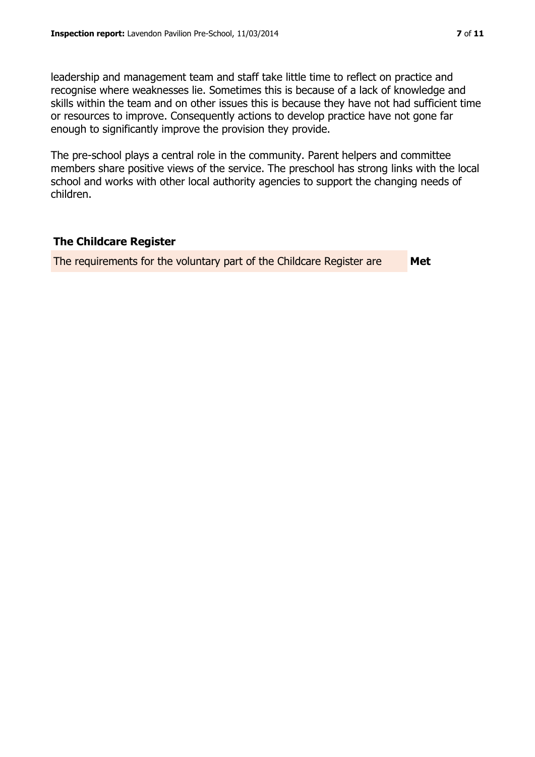leadership and management team and staff take little time to reflect on practice and recognise where weaknesses lie. Sometimes this is because of a lack of knowledge and skills within the team and on other issues this is because they have not had sufficient time or resources to improve. Consequently actions to develop practice have not gone far enough to significantly improve the provision they provide.

The pre-school plays a central role in the community. Parent helpers and committee members share positive views of the service. The preschool has strong links with the local school and works with other local authority agencies to support the changing needs of children.

## The Childcare Register

| The requirements for the voluntary part of the Childcare Register are | **Met** |
| --- | --- |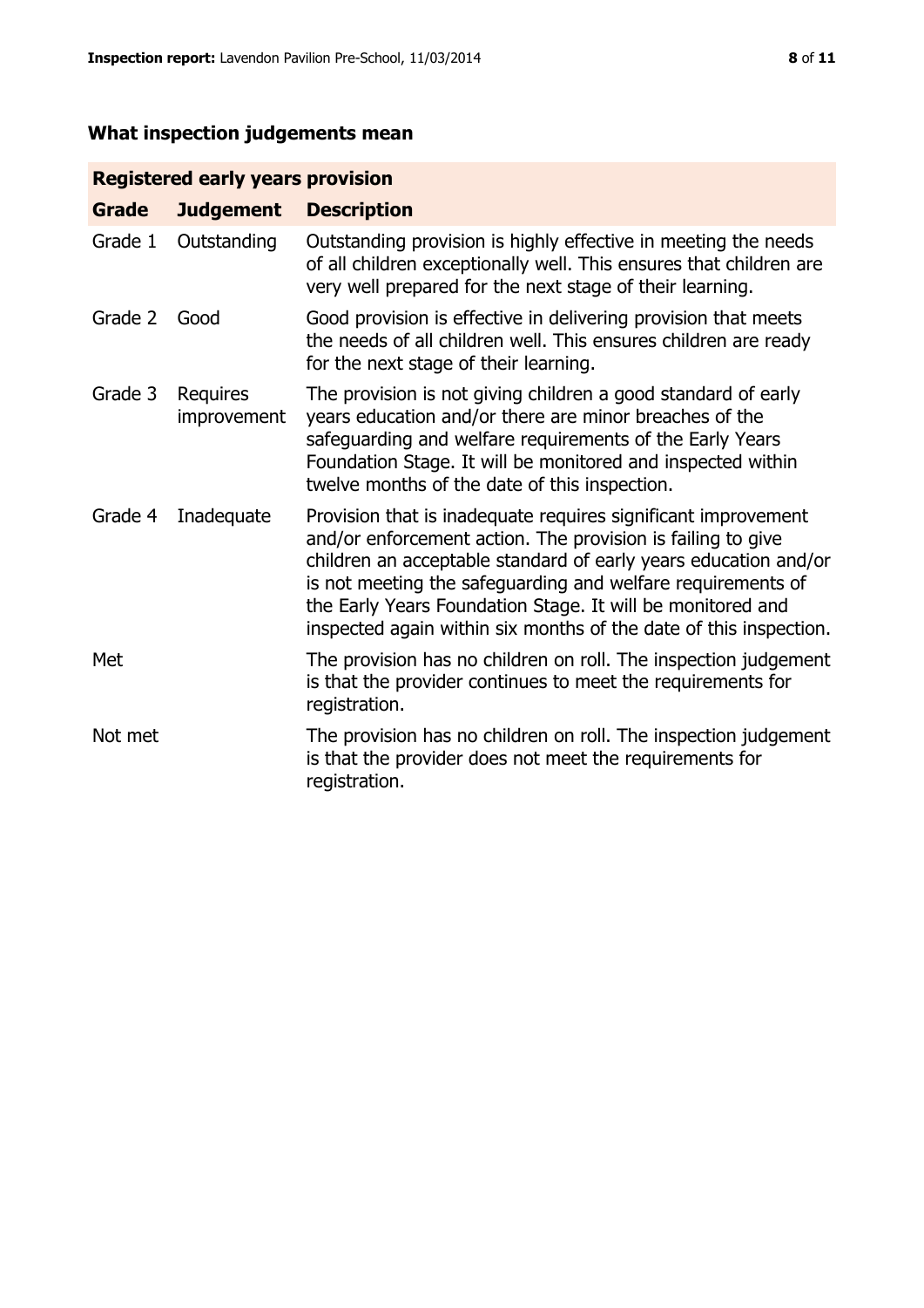## What inspection judgements mean

| Registered early years provision | | |
|---|---|---|
| **Grade** | **Judgement** | **Description** |
| Grade 1 | Outstanding | Outstanding provision is highly effective in meeting the needs of all children exceptionally well. This ensures that children are very well prepared for the next stage of their learning. |
| Grade 2 | Good | Good provision is effective in delivering provision that meets the needs of all children well. This ensures children are ready for the next stage of their learning. |
| Grade 3 | Requires improvement | The provision is not giving children a good standard of early years education and/or there are minor breaches of the safeguarding and welfare requirements of the Early Years Foundation Stage. It will be monitored and inspected within twelve months of the date of this inspection. |
| Grade 4 | Inadequate | Provision that is inadequate requires significant improvement and/or enforcement action. The provision is failing to give children an acceptable standard of early years education and/or is not meeting the safeguarding and welfare requirements of the Early Years Foundation Stage. It will be monitored and inspected again within six months of the date of this inspection. |
| Met | | The provision has no children on roll. The inspection judgement is that the provider continues to meet the requirements for registration. |
| Not met | | The provision has no children on roll. The inspection judgement is that the provider does not meet the requirements for registration. |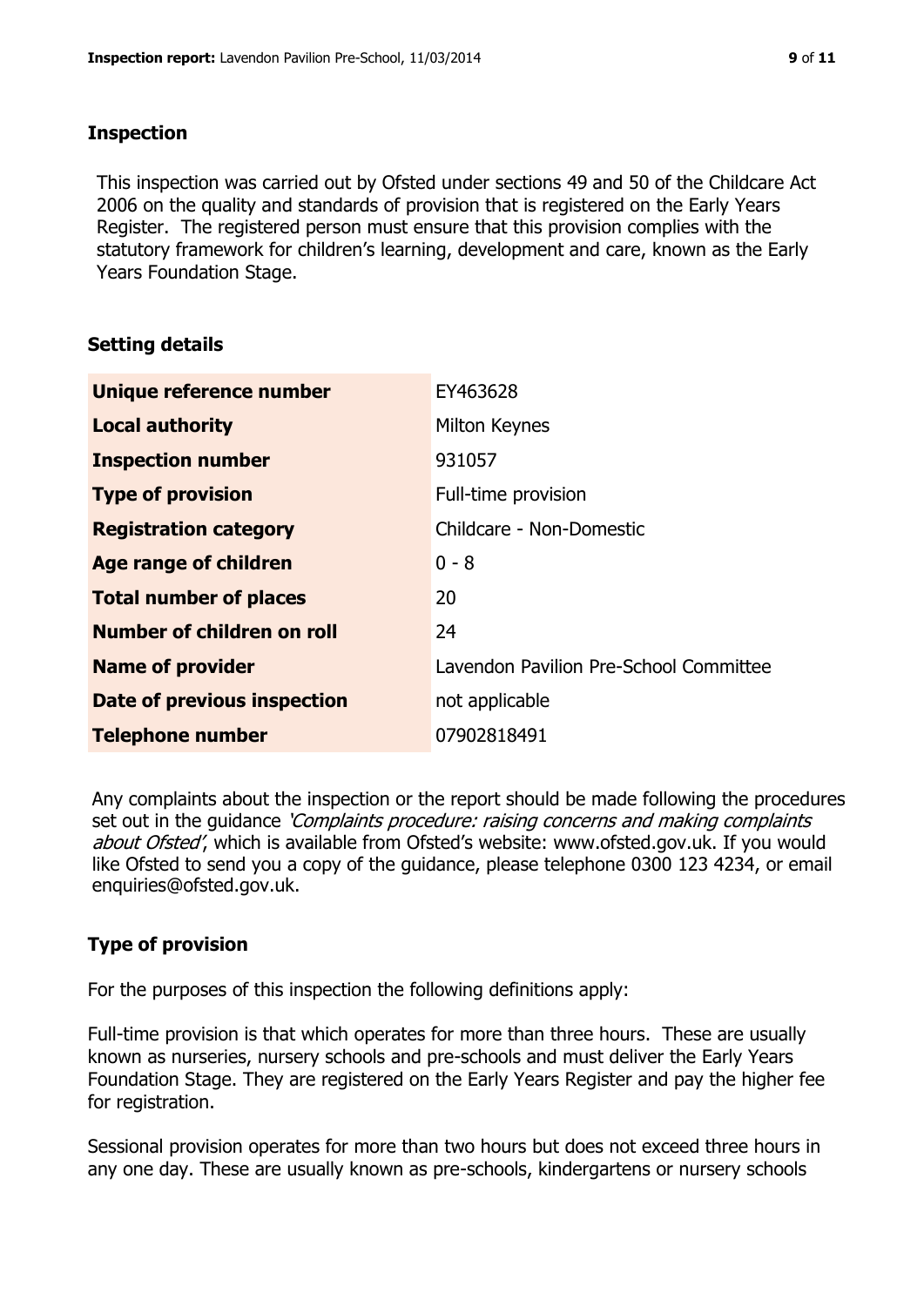## Inspection

This inspection was carried out by Ofsted under sections 49 and 50 of the Childcare Act 2006 on the quality and standards of provision that is registered on the Early Years Register. The registered person must ensure that this provision complies with the statutory framework for children's learning, development and care, known as the Early Years Foundation Stage.

## Setting details

| | |
|---|---|
| **Unique reference number** | EY463628 |
| **Local authority** | Milton Keynes |
| **Inspection number** | 931057 |
| **Type of provision** | Full-time provision |
| **Registration category** | Childcare - Non-Domestic |
| **Age range of children** | 0 - 8 |
| **Total number of places** | 20 |
| **Number of children on roll** | 24 |
| **Name of provider** | Lavendon Pavilion Pre-School Committee |
| **Date of previous inspection** | not applicable |
| **Telephone number** | 07902818491 |

Any complaints about the inspection or the report should be made following the procedures set out in the guidance *'Complaints procedure: raising concerns and making complaints about Ofsted'*, which is available from Ofsted's website: www.ofsted.gov.uk. If you would like Ofsted to send you a copy of the guidance, please telephone 0300 123 4234, or email enquiries@ofsted.gov.uk.

## Type of provision

For the purposes of this inspection the following definitions apply:

Full-time provision is that which operates for more than three hours. These are usually known as nurseries, nursery schools and pre-schools and must deliver the Early Years Foundation Stage. They are registered on the Early Years Register and pay the higher fee for registration.

Sessional provision operates for more than two hours but does not exceed three hours in any one day. These are usually known as pre-schools, kindergartens or nursery schools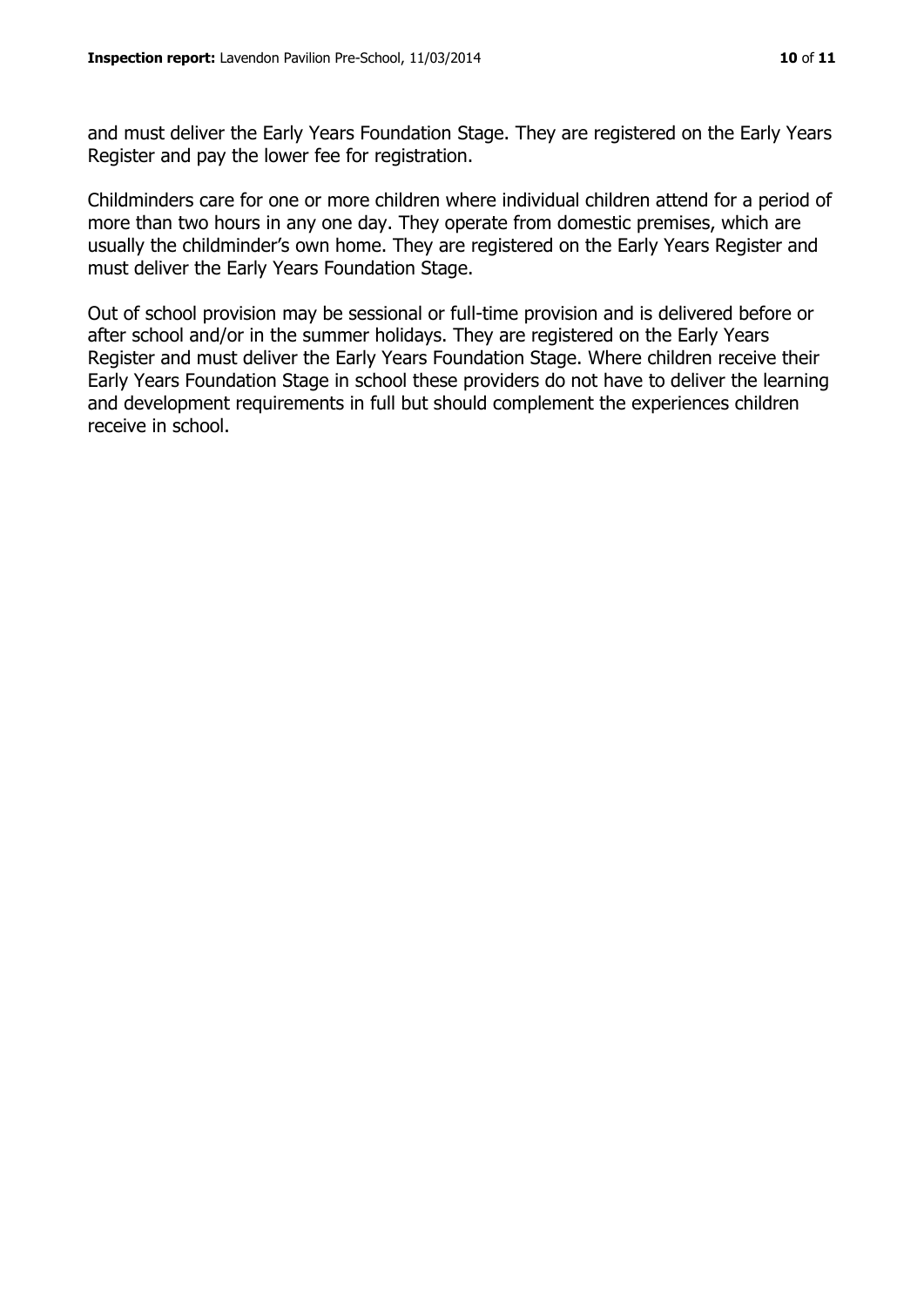and must deliver the Early Years Foundation Stage. They are registered on the Early Years Register and pay the lower fee for registration.

Childminders care for one or more children where individual children attend for a period of more than two hours in any one day. They operate from domestic premises, which are usually the childminder's own home. They are registered on the Early Years Register and must deliver the Early Years Foundation Stage.

Out of school provision may be sessional or full-time provision and is delivered before or after school and/or in the summer holidays. They are registered on the Early Years Register and must deliver the Early Years Foundation Stage. Where children receive their Early Years Foundation Stage in school these providers do not have to deliver the learning and development requirements in full but should complement the experiences children receive in school.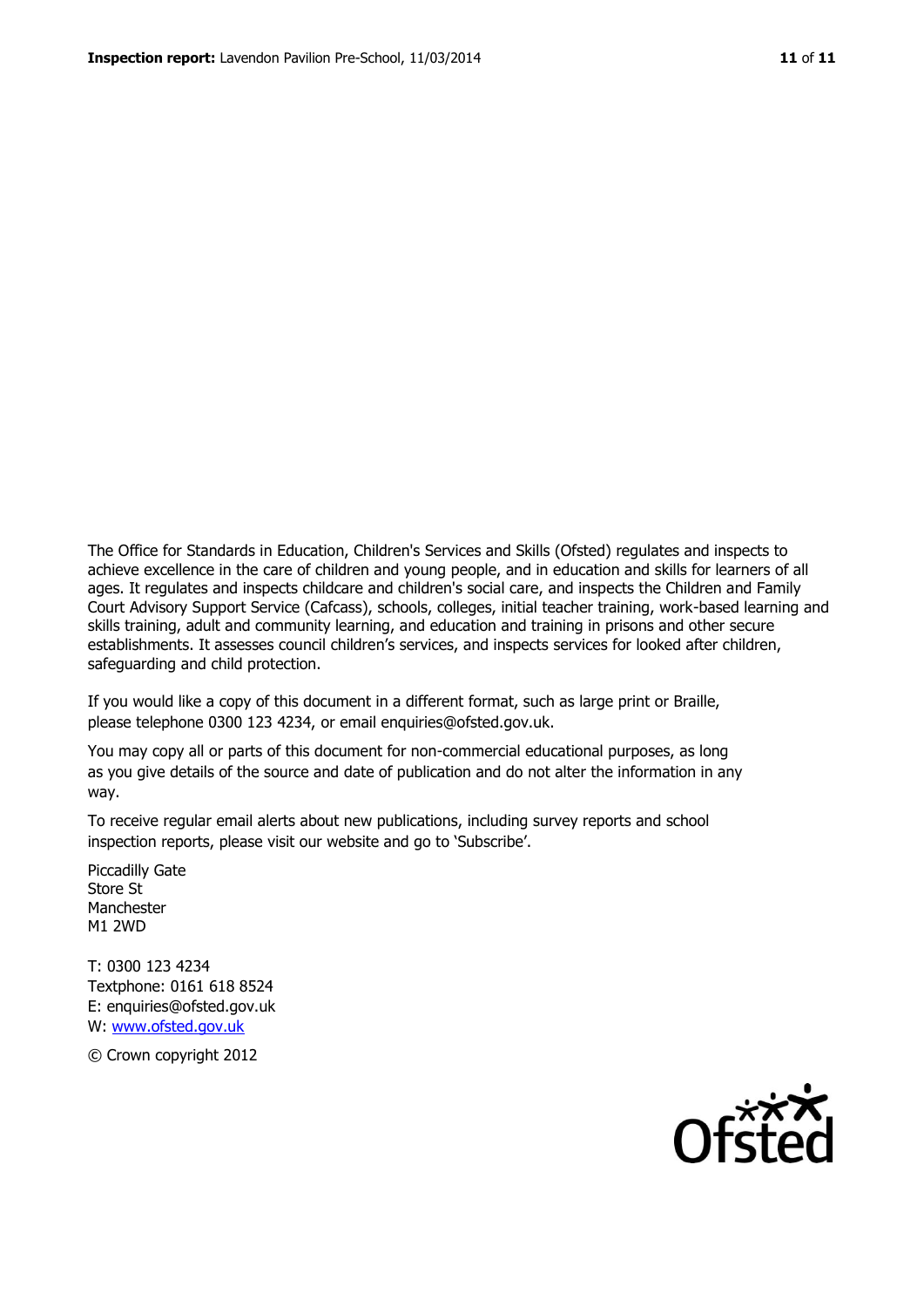The Office for Standards in Education, Children's Services and Skills (Ofsted) regulates and inspects to achieve excellence in the care of children and young people, and in education and skills for learners of all ages. It regulates and inspects childcare and children's social care, and inspects the Children and Family Court Advisory Support Service (Cafcass), schools, colleges, initial teacher training, work-based learning and skills training, adult and community learning, and education and training in prisons and other secure establishments. It assesses council children's services, and inspects services for looked after children, safeguarding and child protection.

If you would like a copy of this document in a different format, such as large print or Braille, please telephone 0300 123 4234, or email enquiries@ofsted.gov.uk.

You may copy all or parts of this document for non-commercial educational purposes, as long as you give details of the source and date of publication and do not alter the information in any way.

To receive regular email alerts about new publications, including survey reports and school inspection reports, please visit our website and go to 'Subscribe'.

Piccadilly Gate
Store St
Manchester
M1 2WD

T: 0300 123 4234
Textphone: 0161 618 8524
E: enquiries@ofsted.gov.uk
W: www.ofsted.gov.uk

© Crown copyright 2012

Ofsted